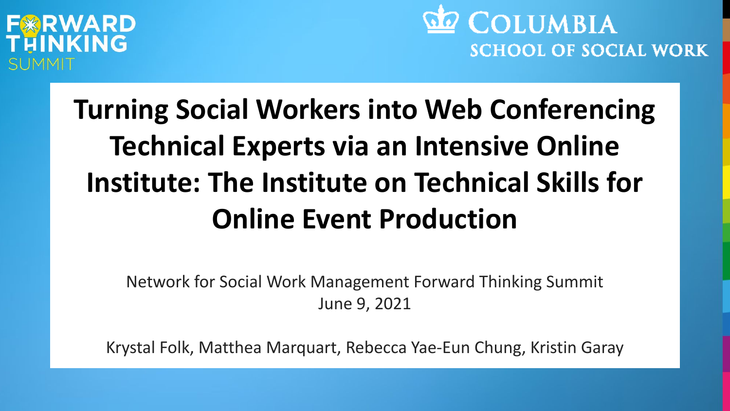FORWARD THINKING SUMMIT

COLUMBIA SCHOOL OF SOCIAL WORK

# Turning Social Workers into Web Conferencing Technical Experts via an Intensive Online Institute: The Institute on Technical Skills for Online Event Production

Network for Social Work Management Forward Thinking Summit
June 9, 2021

Krystal Folk, Matthea Marquart, Rebecca Yae-Eun Chung, Kristin Garay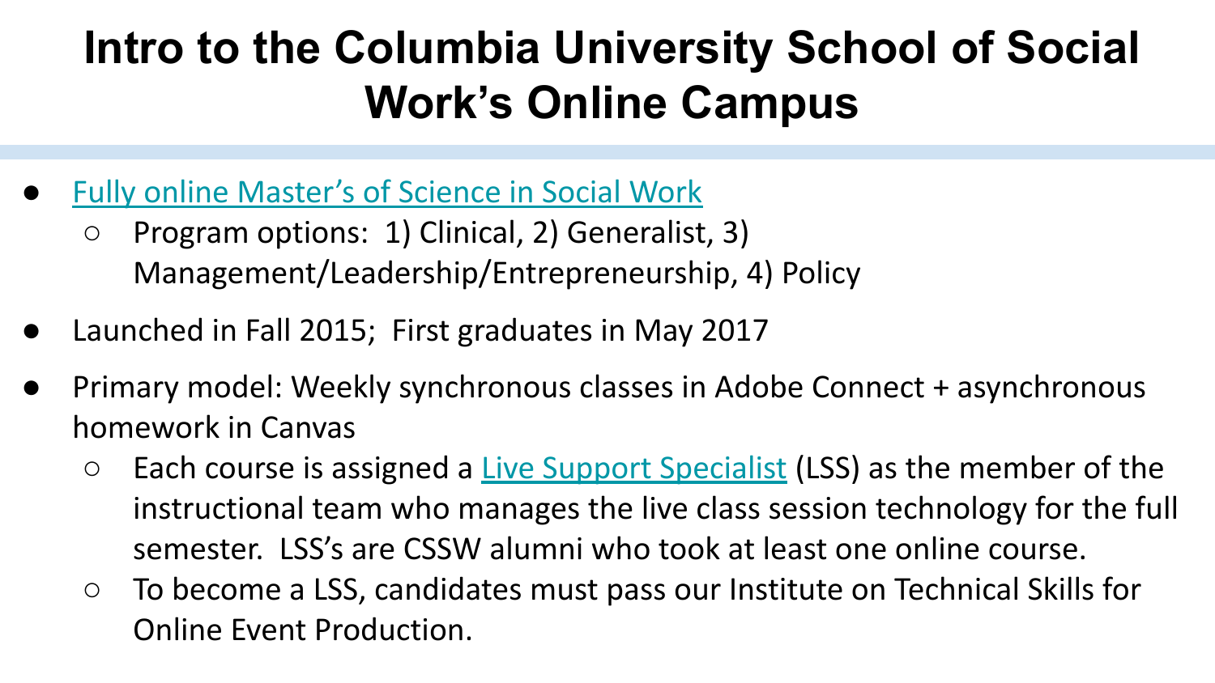# Intro to the Columbia University School of Social Work's Online Campus

- Fully online Master's of Science in Social Work
  - Program options: 1) Clinical, 2) Generalist, 3) Management/Leadership/Entrepreneurship, 4) Policy
- Launched in Fall 2015; First graduates in May 2017
- Primary model: Weekly synchronous classes in Adobe Connect + asynchronous homework in Canvas
  - Each course is assigned a Live Support Specialist (LSS) as the member of the instructional team who manages the live class session technology for the full semester. LSS's are CSSW alumni who took at least one online course.
  - To become a LSS, candidates must pass our Institute on Technical Skills for Online Event Production.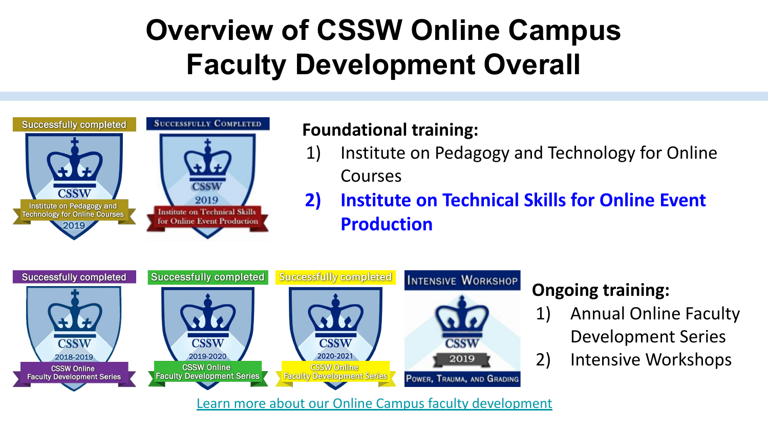# Overview of CSSW Online Campus Faculty Development Overall

**Foundational training:**

1) Institute on Pedagogy and Technology for Online Courses
2) **Institute on Technical Skills for Online Event Production**

**Ongoing training:**

1) Annual Online Faculty Development Series
2) Intensive Workshops

[Learn more about our Online Campus faculty development]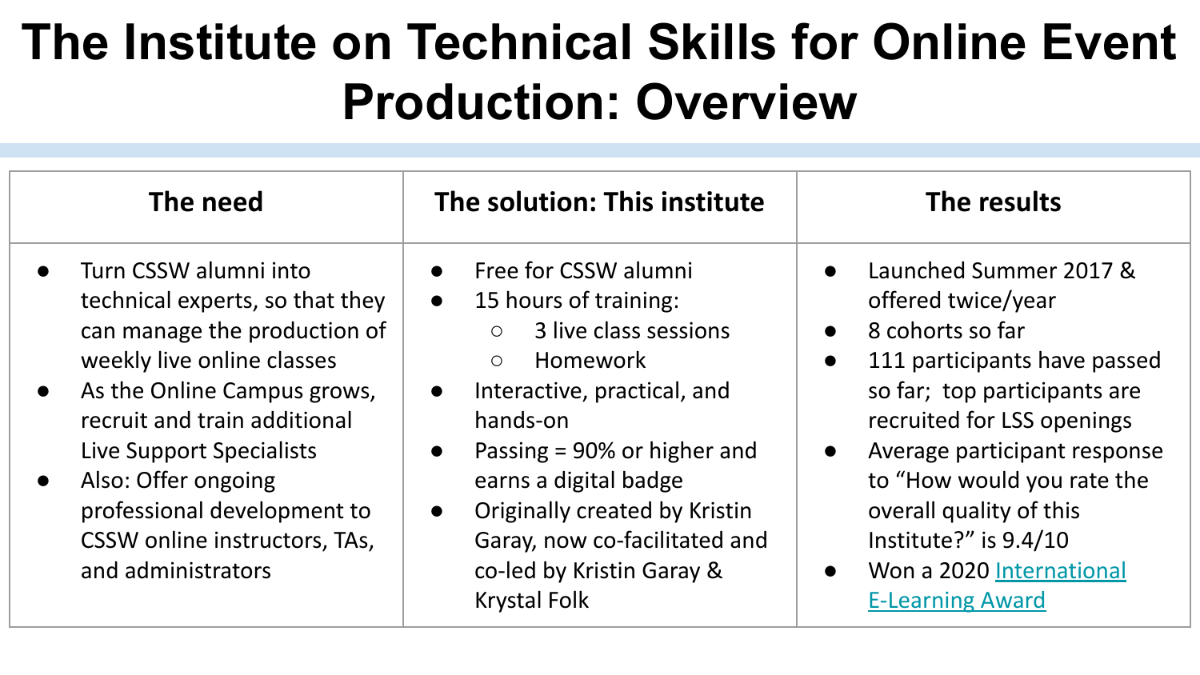# The Institute on Technical Skills for Online Event Production: Overview

| The need | The solution: This institute | The results |
| --- | --- | --- |
| • Turn CSSW alumni into technical experts, so that they can manage the production of weekly live online classes<br>• As the Online Campus grows, recruit and train additional Live Support Specialists<br>• Also: Offer ongoing professional development to CSSW online instructors, TAs, and administrators | • Free for CSSW alumni<br>• 15 hours of training:<br>  ○ 3 live class sessions<br>  ○ Homework<br>• Interactive, practical, and hands-on<br>• Passing = 90% or higher and earns a digital badge<br>• Originally created by Kristin Garay, now co-facilitated and co-led by Kristin Garay & Krystal Folk | • Launched Summer 2017 & offered twice/year<br>• 8 cohorts so far<br>• 111 participants have passed so far;  top participants are recruited for LSS openings<br>• Average participant response to “How would you rate the overall quality of this Institute?” is 9.4/10<br>• Won a 2020 International E-Learning Award |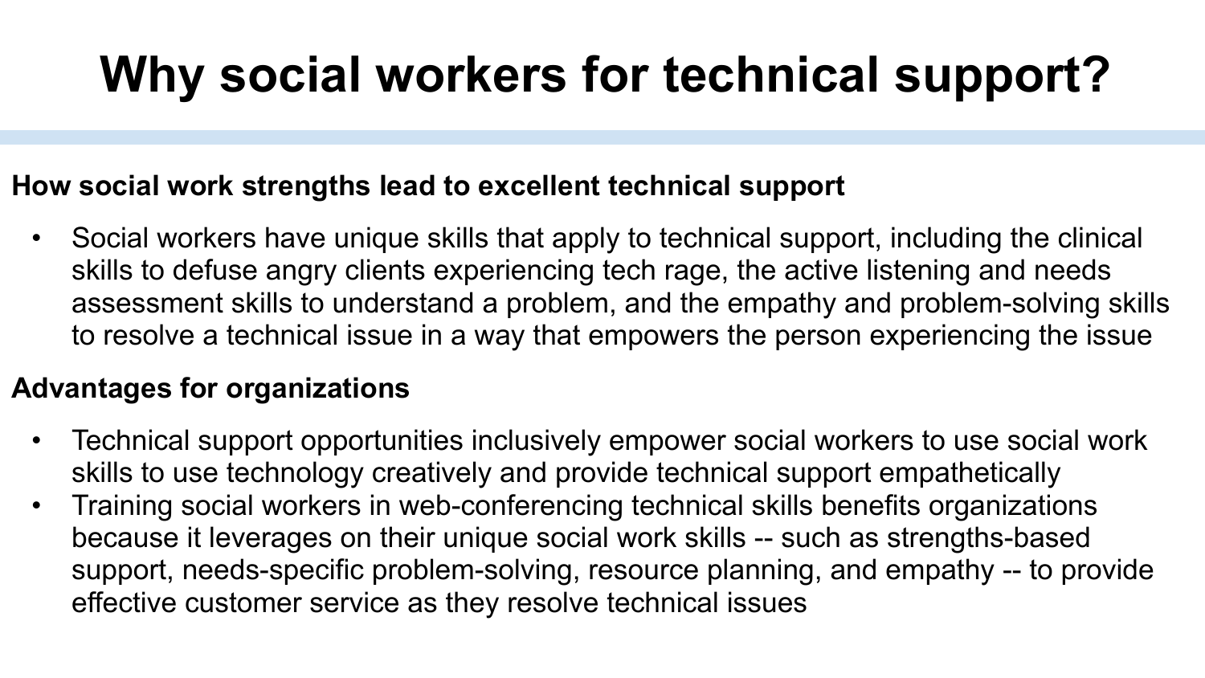# Why social workers for technical support?

**How social work strengths lead to excellent technical support**

- Social workers have unique skills that apply to technical support, including the clinical skills to defuse angry clients experiencing tech rage, the active listening and needs assessment skills to understand a problem, and the empathy and problem-solving skills to resolve a technical issue in a way that empowers the person experiencing the issue

**Advantages for organizations**

- Technical support opportunities inclusively empower social workers to use social work skills to use technology creatively and provide technical support empathetically
- Training social workers in web-conferencing technical skills benefits organizations because it leverages on their unique social work skills -- such as strengths-based support, needs-specific problem-solving, resource planning, and empathy -- to provide effective customer service as they resolve technical issues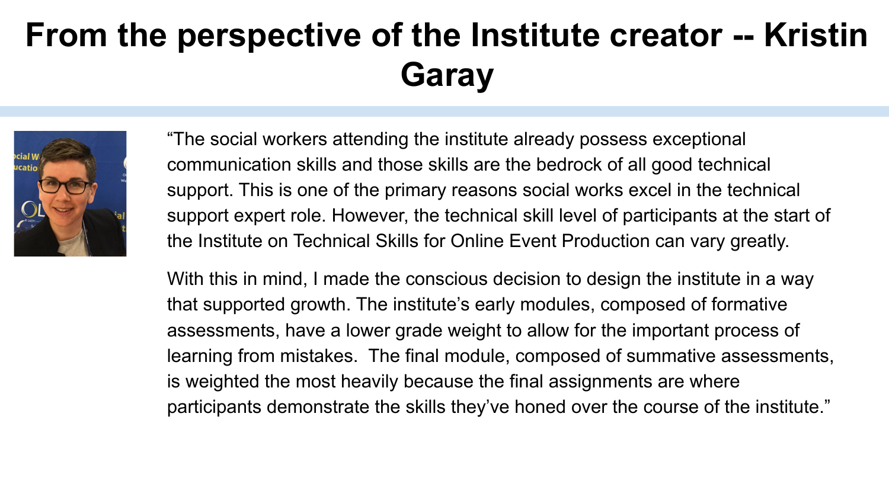# From the perspective of the Institute creator -- Kristin Garay

"The social workers attending the institute already possess exceptional communication skills and those skills are the bedrock of all good technical support. This is one of the primary reasons social works excel in the technical support expert role. However, the technical skill level of participants at the start of the Institute on Technical Skills for Online Event Production can vary greatly.

With this in mind, I made the conscious decision to design the institute in a way that supported growth. The institute's early modules, composed of formative assessments, have a lower grade weight to allow for the important process of learning from mistakes. The final module, composed of summative assessments, is weighted the most heavily because the final assignments are where participants demonstrate the skills they've honed over the course of the institute."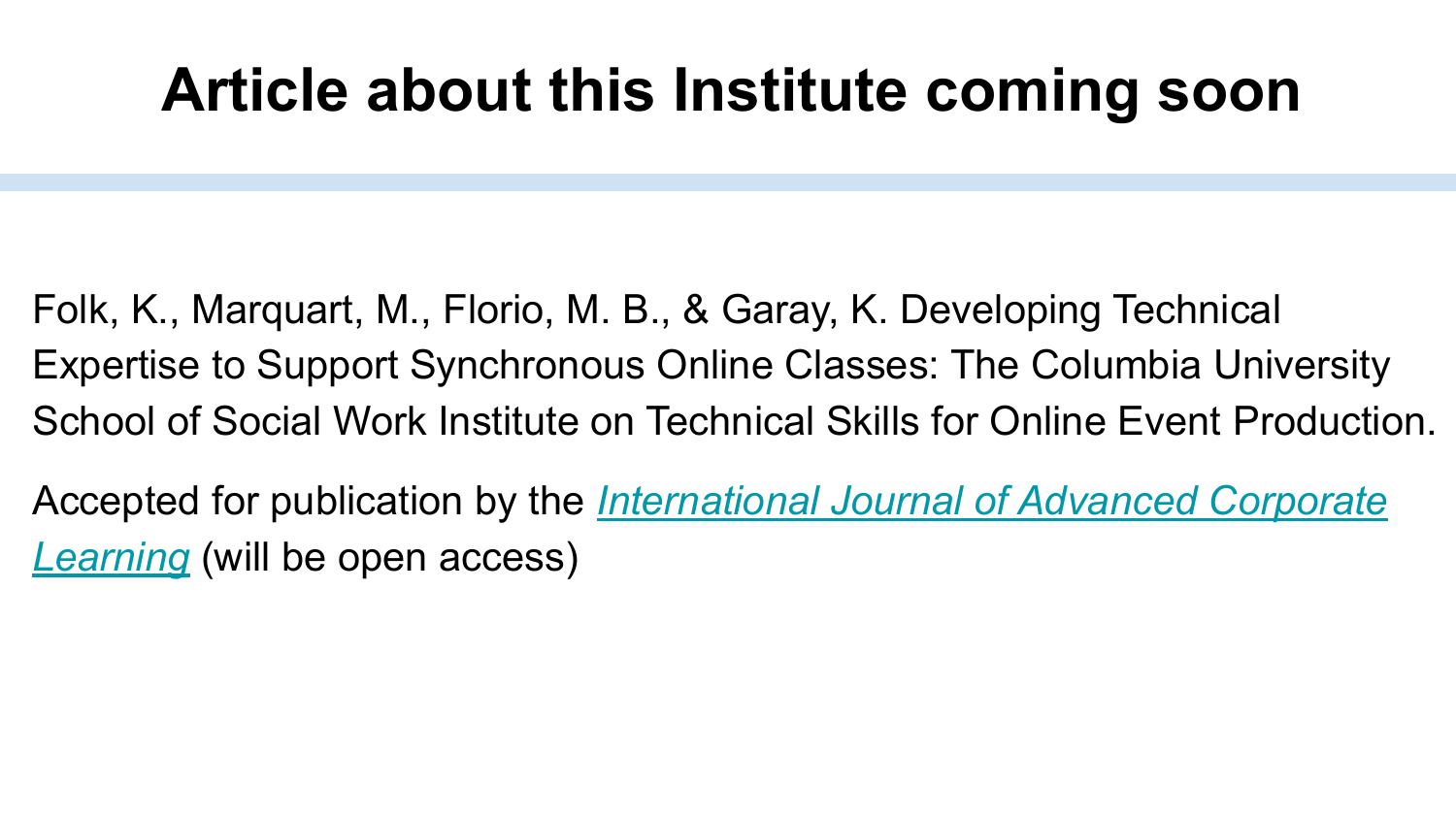# Article about this Institute coming soon

Folk, K., Marquart, M., Florio, M. B., & Garay, K. Developing Technical Expertise to Support Synchronous Online Classes: The Columbia University School of Social Work Institute on Technical Skills for Online Event Production.

Accepted for publication by the *International Journal of Advanced Corporate Learning* (will be open access)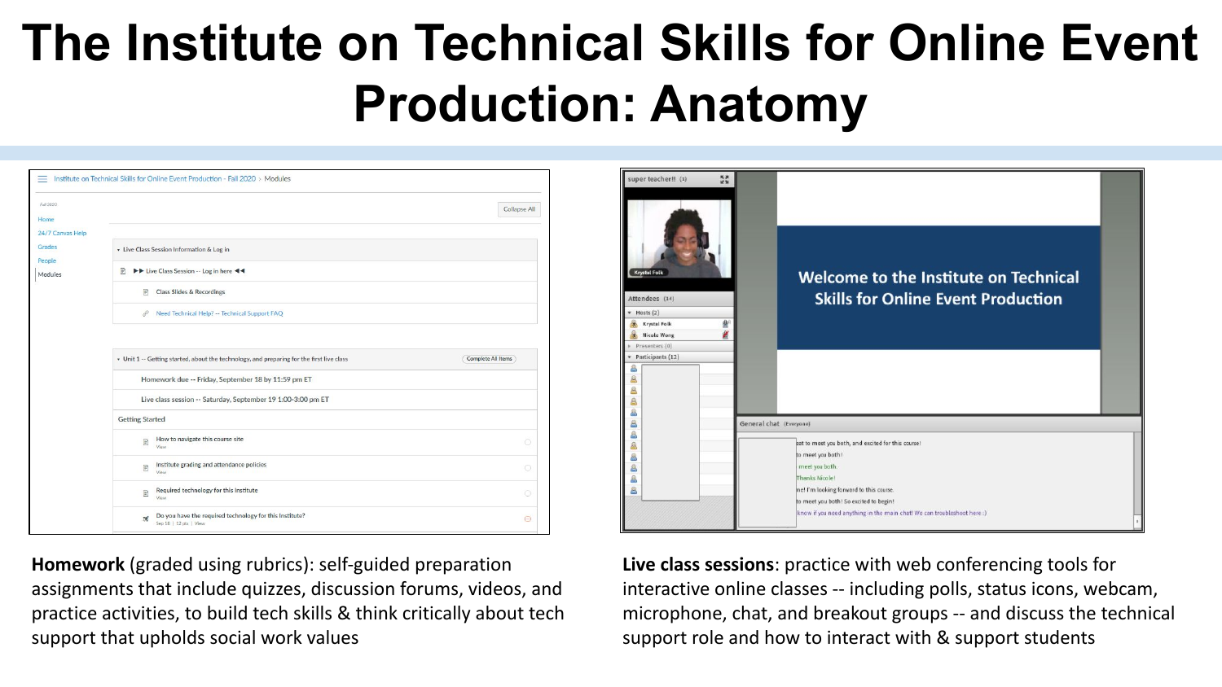# The Institute on Technical Skills for Online Event Production: Anatomy

**Homework** (graded using rubrics): self-guided preparation assignments that include quizzes, discussion forums, videos, and practice activities, to build tech skills & think critically about tech support that upholds social work values

**Live class sessions**: practice with web conferencing tools for interactive online classes -- including polls, status icons, webcam, microphone, chat, and breakout groups -- and discuss the technical support role and how to interact with & support students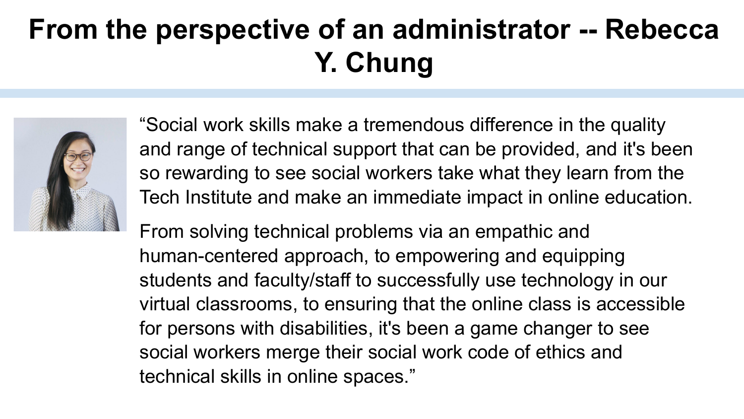# From the perspective of an administrator -- Rebecca Y. Chung

“Social work skills make a tremendous difference in the quality and range of technical support that can be provided, and it's been so rewarding to see social workers take what they learn from the Tech Institute and make an immediate impact in online education.

From solving technical problems via an empathic and human-centered approach, to empowering and equipping students and faculty/staff to successfully use technology in our virtual classrooms, to ensuring that the online class is accessible for persons with disabilities, it's been a game changer to see social workers merge their social work code of ethics and technical skills in online spaces.”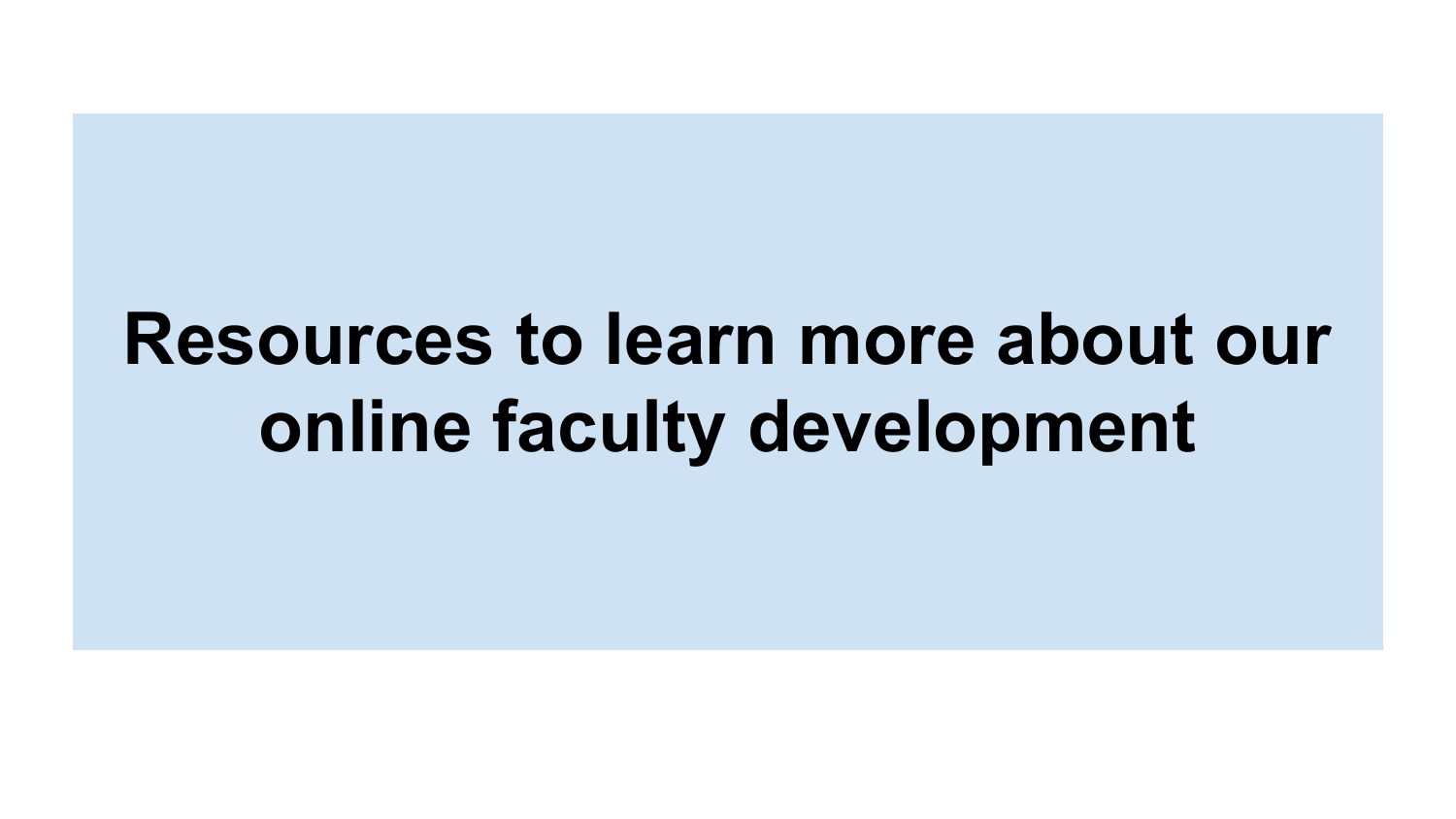# Resources to learn more about our online faculty development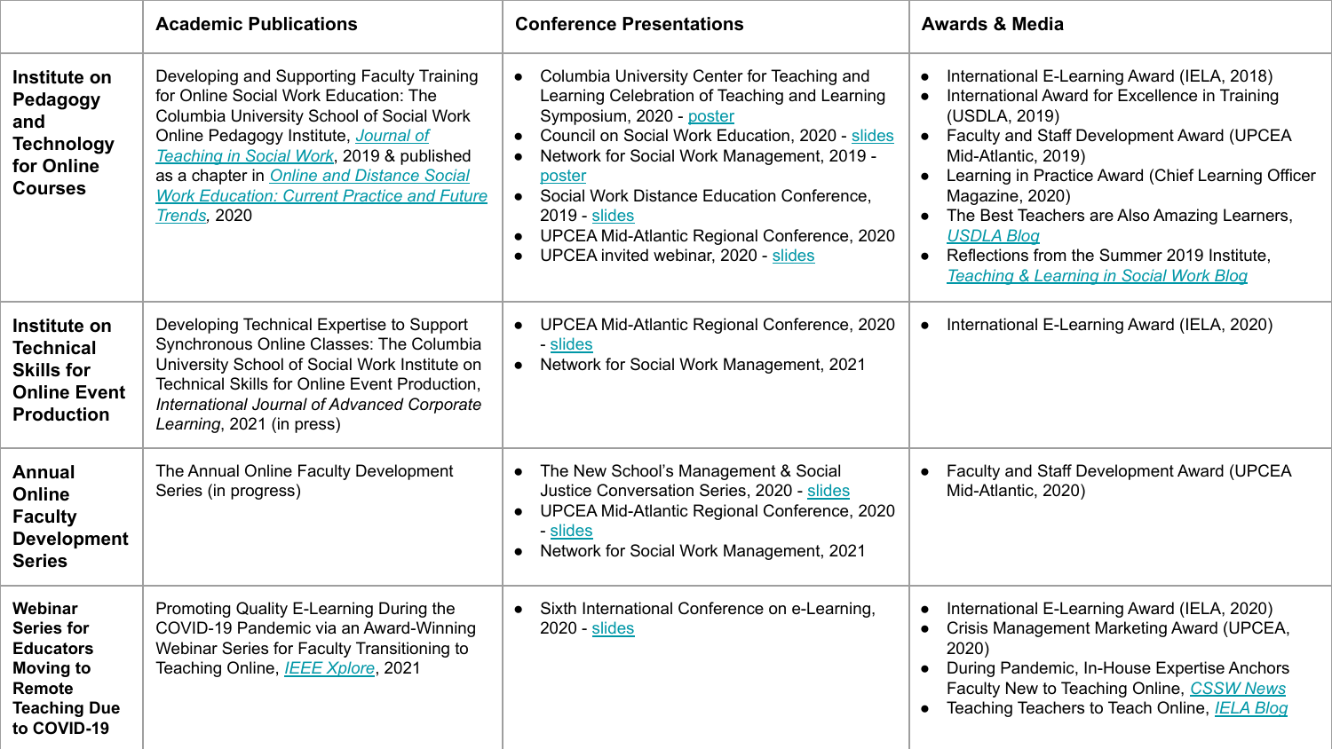| | Academic Publications | Conference Presentations | Awards & Media |
|---|---|---|---|
| **Institute on Pedagogy and Technology for Online Courses** | Developing and Supporting Faculty Training for Online Social Work Education: The Columbia University School of Social Work Online Pedagogy Institute, *Journal of Teaching in Social Work*, 2019 & published as a chapter in *Online and Distance Social Work Education: Current Practice and Future Trends*, 2020 | • Columbia University Center for Teaching and Learning Celebration of Teaching and Learning Symposium, 2020 - poster<br>• Council on Social Work Education, 2020 - slides<br>• Network for Social Work Management, 2019 - poster<br>• Social Work Distance Education Conference, 2019 - slides<br>• UPCEA Mid-Atlantic Regional Conference, 2020<br>• UPCEA invited webinar, 2020 - slides | • International E-Learning Award (IELA, 2018)<br>• International Award for Excellence in Training (USDLA, 2019)<br>• Faculty and Staff Development Award (UPCEA Mid-Atlantic, 2019)<br>• Learning in Practice Award (Chief Learning Officer Magazine, 2020)<br>• The Best Teachers are Also Amazing Learners, *USDLA Blog*<br>• Reflections from the Summer 2019 Institute, *Teaching & Learning in Social Work Blog* |
| **Institute on Technical Skills for Online Event Production** | Developing Technical Expertise to Support Synchronous Online Classes: The Columbia University School of Social Work Institute on Technical Skills for Online Event Production, *International Journal of Advanced Corporate Learning*, 2021 (in press) | • UPCEA Mid-Atlantic Regional Conference, 2020 - slides<br>• Network for Social Work Management, 2021 | • International E-Learning Award (IELA, 2020) |
| **Annual Online Faculty Development Series** | The Annual Online Faculty Development Series (in progress) | • The New School's Management & Social Justice Conversation Series, 2020 - slides<br>• UPCEA Mid-Atlantic Regional Conference, 2020 - slides<br>• Network for Social Work Management, 2021 | • Faculty and Staff Development Award (UPCEA Mid-Atlantic, 2020) |
| **Webinar Series for Educators Moving to Remote Teaching Due to COVID-19** | Promoting Quality E-Learning During the COVID-19 Pandemic via an Award-Winning Webinar Series for Faculty Transitioning to Teaching Online, *IEEE Xplore*, 2021 | • Sixth International Conference on e-Learning, 2020 - slides | • International E-Learning Award (IELA, 2020)<br>• Crisis Management Marketing Award (UPCEA, 2020)<br>• During Pandemic, In-House Expertise Anchors Faculty New to Teaching Online, *CSSW News*<br>• Teaching Teachers to Teach Online, *IELA Blog* |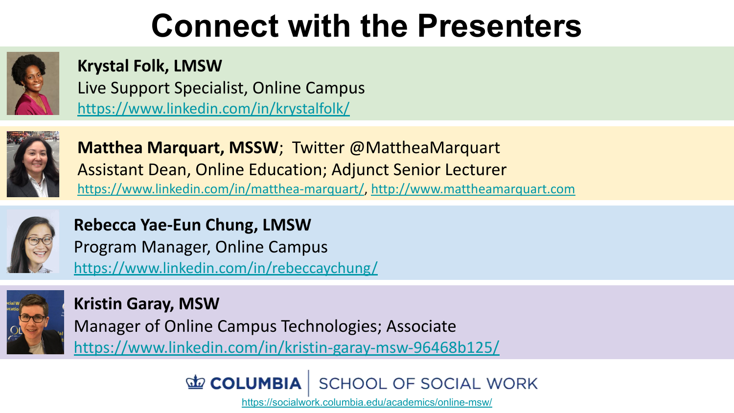# Connect with the Presenters

**Krystal Folk, LMSW**
Live Support Specialist, Online Campus
https://www.linkedin.com/in/krystalfolk/

**Matthea Marquart, MSSW**; Twitter @MattheaMarquart
Assistant Dean, Online Education; Adjunct Senior Lecturer
https://www.linkedin.com/in/matthea-marquart/, http://www.mattheamarquart.com

**Rebecca Yae-Eun Chung, LMSW**
Program Manager, Online Campus
https://www.linkedin.com/in/rebeccaychung/

**Kristin Garay, MSW**
Manager of Online Campus Technologies; Associate
https://www.linkedin.com/in/kristin-garay-msw-96468b125/

COLUMBIA | SCHOOL OF SOCIAL WORK
https://socialwork.columbia.edu/academics/online-msw/